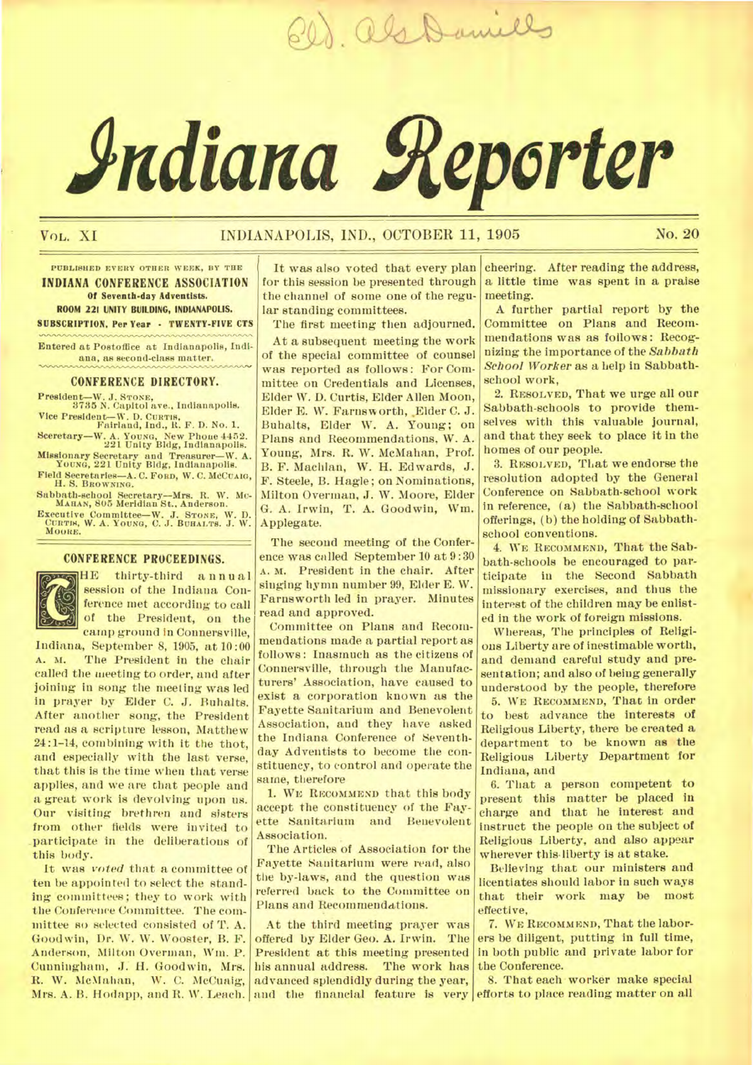Eld. Als Daniells

# Indiana Reporter

VOL. XI | INDIANAPOLIS, IND., OCTOBER 11, 1905 | No. 20

PUBLISHED EVERY OTHER WEEK, BY THE
**INDIANA CONFERENCE ASSOCIATION**
**Of Seventh-day Adventists.**
**ROOM 221 UNITY BUILDING, INDIANAPOLIS.**
**SUBSCRIPTION, Per Year - TWENTY-FIVE CTS**

Entered at Postoffice at Indianapolis, Indiana, as second-class matter.

## CONFERENCE DIRECTORY.

President—W. J. STONE, 3735 N. Capitol ave., Indianapolis.
Vice President—W. D. CURTIS, Fairland, Ind., R. F. D. No. 1.
Secretary—W. A. YOUNG, New Phone 4452. 221 Unity Bldg, Indianapolis.
Missionary Secretary and Treasurer—W. A. YOUNG, 221 Unity Bldg, Indianapolis.
Field Secretaries—A. C. FORD, W. C. MCCUAIG, H. S. BROWNING.
Sabbath-school Secretary—Mrs. R. W. MCMAHAN, 805 Meridian St., Anderson.
Executive Committee—W. J. STONE, W. D. CURTIS, W. A. YOUNG, C. J. BUHALTS. J. W. MOORE.

## CONFERENCE PROCEEDINGS.

THE thirty-third annual session of the Indiana Conference met according to call of the President, on the camp ground in Connersville, Indiana, September 8, 1905, at 10:00 A. M. The President in the chair called the meeting to order, and after joining in song the meeting was led in prayer by Elder C. J. Buhalts. After another song, the President read as a scripture lesson, Matthew 24:1-14, combining with it the thot, and especially with the last verse, that this is the time when that verse applies, and we are that people and a great work is devolving upon us. Our visiting brethren and sisters from other fields were invited to participate in the deliberations of this body.

It was *voted* that a committee of ten be appointed to select the standing committees; they to work with the Conference Committee. The committee so selected consisted of T. A. Goodwin, Dr. W. W. Wooster, B. F. Anderson, Milton Overman, Wm. P. Cunningham, J. H. Goodwin, Mrs. R. W. McMahan, W. C. McCuaig, Mrs. A. B. Hodapp, and R. W. Leach.

It was also voted that every plan for this session be presented through the channel of some one of the regular standing committees.

The first meeting then adjourned.

At a subsequent meeting the work of the special committee of counsel was reported as follows: For Committee on Credentials and Licenses, Elder W. D. Curtis, Elder Allen Moon, Elder E. W. Farnsworth, Elder C. J. Buhalts, Elder W. A. Young; on Plans and Recommendations, W. A. Young, Mrs. R. W. McMahan, Prof. B. F. Machlan, W. H. Edwards, J. F. Steele, B. Hagle; on Nominations, Milton Overman, J. W. Moore, Elder G. A. Irwin, T. A. Goodwin, Wm. Applegate.

The second meeting of the Conference was called September 10 at 9:30 A. M. President in the chair. After singing hymn number 99, Elder E. W. Farnsworth led in prayer. Minutes read and approved.

Committee on Plans and Recommendations made a partial report as follows: Inasmuch as the citizens of Connersville, through the Manufacturers' Association, have caused to exist a corporation known as the Fayette Sanitarium and Benevolent Association, and they have asked the Indiana Conference of Seventh-day Adventists to become the constituency, to control and operate the same, therefore

1. WE RECOMMEND that this body accept the constituency of the Fayette Sanitarium and Benevolent Association.

The Articles of Association for the Fayette Sanitarium were read, also the by-laws, and the question was referred back to the Committee on Plans and Recommendations.

At the third meeting prayer was offered by Elder Geo. A. Irwin. The President at this meeting presented his annual address. The work has advanced splendidly during the year, and the financial feature is very cheering. After reading the address, a little time was spent in a praise meeting.

A further partial report by the Committee on Plans and Recommendations was as follows: Recognizing the importance of the *Sabbath School Worker* as a help in Sabbath-school work,

2. RESOLVED, That we urge all our Sabbath-schools to provide themselves with this valuable journal, and that they seek to place it in the homes of our people.

3. RESOLVED, That we endorse the resolution adopted by the General Conference on Sabbath-school work in reference, (a) the Sabbath-school offerings, (b) the holding of Sabbath-school conventions.

4. WE RECOMMEND, That the Sabbath-schools be encouraged to participate in the Second Sabbath missionary exercises, and thus the interest of the children may be enlisted in the work of foreign missions.

Whereas, The principles of Religious Liberty are of inestimable worth, and demand careful study and presentation; and also of being generally understood by the people, therefore

5. WE RECOMMEND, That in order to best advance the interests of Religious Liberty, there be created a department to be known as the Religious Liberty Department for Indiana, and

6. That a person competent to present this matter be placed in charge and that he interest and instruct the people on the subject of Religious Liberty, and also appear wherever this liberty is at stake.

Believing that our ministers and licentiates should labor in such ways that their work may be most effective,

7. WE RECOMMEND, That the laborers be diligent, putting in full time, in both public and private labor for the Conference.

8. That each worker make special efforts to place reading matter on all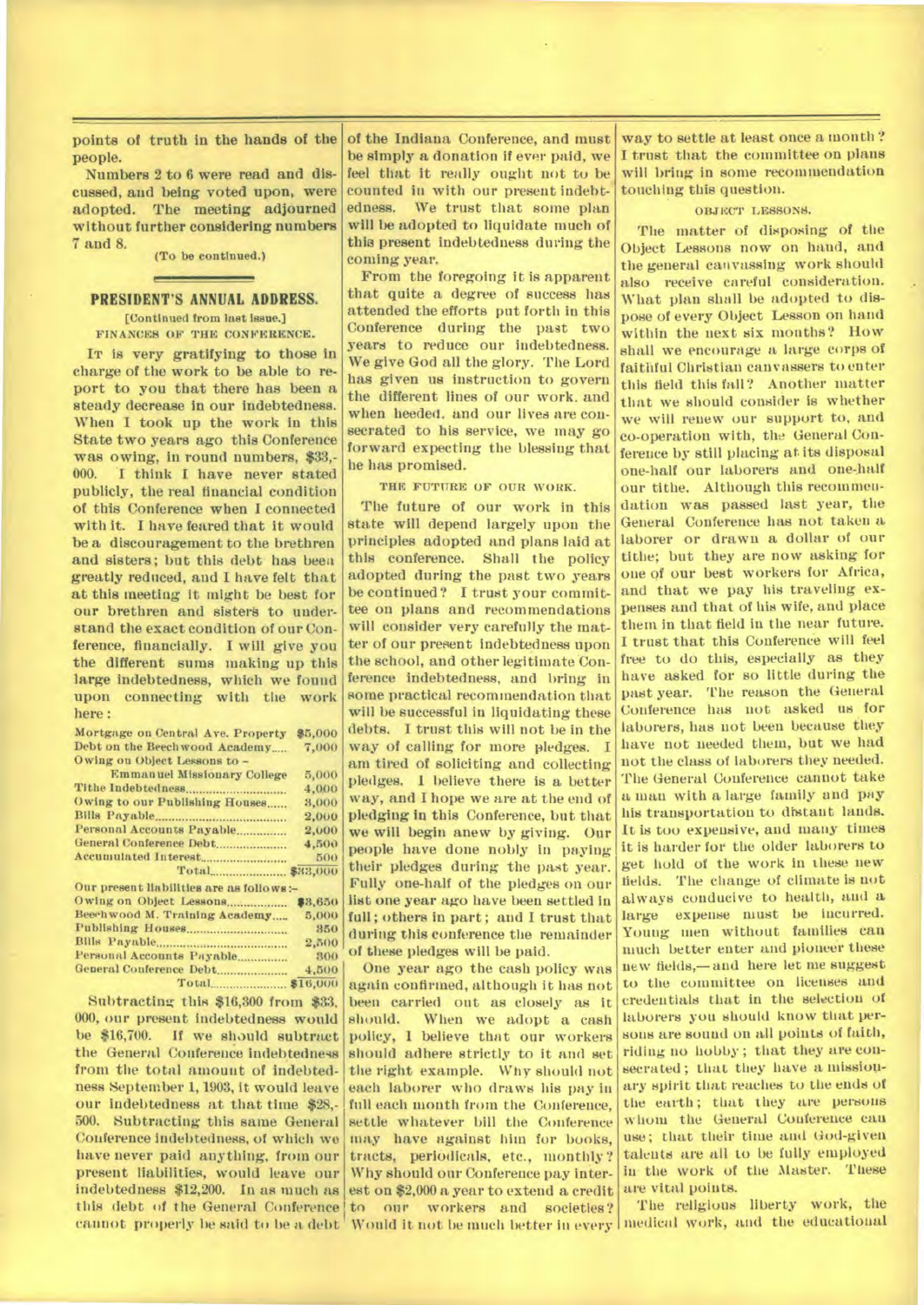points of truth in the hands of the people.

Numbers 2 to 6 were read and discussed, and being voted upon, were adopted. The meeting adjourned without further considering numbers 7 and 8.

(To be continued.)

## PRESIDENT'S ANNUAL ADDRESS.

[Continued from last issue.]

### FINANCES OF THE CONFERENCE.

It is very gratifying to those in charge of the work to be able to report to you that there has been a steady decrease in our indebtedness. When I took up the work in this State two years ago this Conference was owing, in round numbers, $33,000. I think I have never stated publicly, the real financial condition of this Conference when I connected with it. I have feared that it would be a discouragement to the brethren and sisters; but this debt has been greatly reduced, and I have felt that at this meeting it might be best for our brethren and sisters to understand the exact condition of our Conference, financially. I will give you the different sums making up this large indebtedness, which we found upon connecting with the work here:

| | |
|---|---|
| Mortgage on Central Ave. Property | $5,000 |
| Debt on the Beechwood Academy | 7,000 |
| Owing on Object Lessons to – Emmanuel Missionary College | 5,000 |
| Tithe Indebtedness | 4,000 |
| Owing to our Publishing Houses | 3,000 |
| Bills Payable | 2,000 |
| Personal Accounts Payable | 2,000 |
| General Conference Debt | 4,500 |
| Accumulated Interest | 500 |
| Total | $33,000 |

Our present liabilities are as follows:–

| | |
|---|---|
| Owing on Object Lessons | $3,650 |
| Beechwood M. Training Academy | 5,000 |
| Publishing Houses | 350 |
| Bills Payable | 2,500 |
| Personal Accounts Payable | 300 |
| General Conference Debt | 4,500 |
| Total | $16,300 |

Subtracting this $16,300 from $33,000, our present indebtedness would be $16,700. If we should subtract the General Conference indebtedness from the total amount of indebtedness September 1, 1903, it would leave our indebtedness at that time $28,500. Subtracting this same General Conference indebtedness, of which we have never paid anything, from our present liabilities, would leave our indebtedness $12,200. In as much as this debt of the General Conference cannot properly be said to be a debt of the Indiana Conference, and must be simply a donation if ever paid, we feel that it really ought not to be counted in with our present indebtedness. We trust that some plan will be adopted to liquidate much of this present indebtedness during the coming year.

From the foregoing it is apparent that quite a degree of success has attended the efforts put forth in this Conference during the past two years to reduce our indebtedness. We give God all the glory. The Lord has given us instruction to govern the different lines of our work, and when heeded, and our lives are consecrated to his service, we may go forward expecting the blessing that he has promised.

### THE FUTURE OF OUR WORK.

The future of our work in this state will depend largely upon the principles adopted and plans laid at this conference. Shall the policy adopted during the past two years be continued? I trust your committee on plans and recommendations will consider very carefully the matter of our present indebtedness upon the school, and other legitimate Conference indebtedness, and bring in some practical recommendation that will be successful in liquidating these debts. I trust this will not be in the way of calling for more pledges. I am tired of soliciting and collecting pledges. I believe there is a better way, and I hope we are at the end of pledging in this Conference, but that we will begin anew by giving. Our people have done nobly in paying their pledges during the past year. Fully one-half of the pledges on our list one year ago have been settled in full; others in part; and I trust that during this conference the remainder of these pledges will be paid.

One year ago the cash policy was again confirmed, although it has not been carried out as closely as it should. When we adopt a cash policy, I believe that our workers should adhere strictly to it and set the right example. Why should not each laborer who draws his pay in full each month from the Conference, settle whatever bill the Conference may have against him for books, tracts, periodicals, etc., monthly? Why should our Conference pay interest on $2,000 a year to extend a credit to our workers and societies? Would it not be much better in every way to settle at least once a month? I trust that the committee on plans will bring in some recommendation touching this question.

### OBJECT LESSONS.

The matter of disposing of the Object Lessons now on hand, and the general canvassing work should also receive careful consideration. What plan shall be adopted to dispose of every Object Lesson on hand within the next six months? How shall we encourage a large corps of faithful Christian canvassers to enter this field this fall? Another matter that we should consider is whether we will renew our support to, and co-operation with, the General Conference by still placing at its disposal one-half our laborers and one-half our tithe. Although this recommendation was passed last year, the General Conference has not taken a laborer or drawn a dollar of our tithe; but they are now asking for one of our best workers for Africa, and that we pay his traveling expenses and that of his wife, and place them in that field in the near future. I trust that this Conference will feel free to do this, especially as they have asked for so little during the past year. The reason the General Conference has not asked us for laborers, has not been because they have not needed them, but we had not the class of laborers they needed. The General Conference cannot take a man with a large family and pay his transportation to distant lands. It is too expensive, and many times it is harder for the older laborers to get hold of the work in these new fields. The change of climate is not always conducive to health, and a large expense must be incurred. Young men without families can much better enter and pioneer these new fields,—and here let me suggest to the committee on licenses and credentials that in the selection of laborers you should know that persons are sound on all points of faith, riding no hobby; that they are consecrated; that they have a missionary spirit that reaches to the ends of the earth; that they are persons whom the General Conference can use; that their time and God-given talents are all to be fully employed in the work of the Master. These are vital points.

The religious liberty work, the medical work, and the educational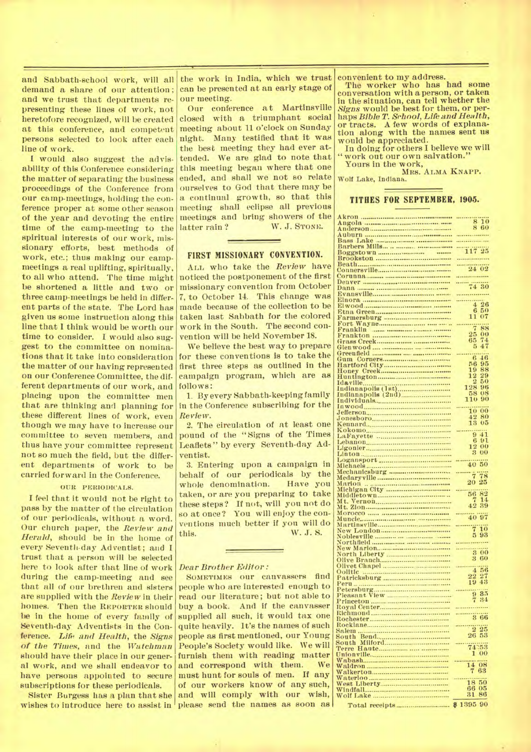and Sabbath-school work, will all demand a share of our attention; and we trust that departments representing these lines of work, not heretofore recognized, will be created at this conference, and competent persons selected to look after each line of work.

I would also suggest the advisability of this Conference considering the matter of separating the business proceedings of the Conference from our camp-meetings, holding the conference proper at some other season of the year and devoting the entire time of the camp-meeting to the spiritual interests of our work, missionary efforts, best methods of work, etc.; thus making our camp-meetings a real uplifting, spiritually, to all who attend. The time might be shortened a little and two or three camp-meetings be held in different parts of the state. The Lord has given us some instruction along this line that I think would be worth our time to consider. I would also suggest to the committee on nominations that it take into consideration the matter of our having represented on our Conference Committee, the different departments of our work, and placing upon the committee men that are thinking and planning for these different lines of work, even though we may have to increase our committee to seven members, and thus have your committee represent not so much the field, but the different departments of work to be carried forward in the Conference.

OUR PERIODICALS.

I feel that it would not be right to pass by the matter of the circulation of our periodicals, without a word. Our church paper, the *Review and Herald*, should be in the home of every Seventh-day Adventist; and I trust that a person will be selected here to look after that line of work during the camp-meeting and see that all of our brethren and sisters are supplied with the *Review* in their homes. Then the REPORTER should be in the home of every family of Seventh-day Adventists in the Conference. *Life and Health*, the *Signs of the Times*, and the *Watchman* should have their place in our general work, and we shall endeavor to have persons appointed to secure subscriptions for these periodicals.

Sister Burgess has a plan that she wishes to introduce here to assist in the work in India, which we trust can be presented at an early stage of our meeting.

Our conference at Martinsville closed with a triumphant social meeting about 11 o'clock on Sunday night. Many testified that it was the best meeting they had ever attended. We are glad to note that this meeting began where that one ended, and shall we not so relate ourselves to God that there may be a continual growth, so that this meeting shall eclipse all previous meetings and bring showers of the latter rain?

W. J. STONE.

## FIRST MISSIONARY CONVENTION.

ALL who take the *Review* have noticed the postponement of the first missionary convention from October 7, to October 14. This change was made because of the collection to be taken last Sabbath for the colored work in the South. The second convention will be held November 18.

We believe the best way to prepare for these conventions is to take the first three steps as outlined in the campaign program, which are as follows:

1. By every Sabbath-keeping family in the Conference subscribing for the *Review*.

2. The circulation of at least one pound of the "Signs of the Times Leaflets" by every Seventh-day Adventist.

3. Entering upon a campaign in behalf of our periodicals by the whole denomination. Have you taken, or are you preparing to take these steps? If not, will you not do so at once? You will enjoy the conventions much better if you will do this.

W. J. S.

*Dear Brother Editor:*

SOMETIMES our canvassers find people who are interested enough to read our literature; but not able to buy a book. And if the canvasser supplied all such, it would tax one quite heavily. It's the names of such people as first mentioned, our Young People's Society would like. We will furnish them with reading matter and correspond with them. We must hunt for souls of men. If any of our workers know of any such, and will comply with our wish, please send the names as soon as convenient to my address.

The worker who has had some conversation with a person, or taken in the situation, can tell whether the *Signs* would be best for them, or perhaps *Bible T. School, Life and Health*, or tracts. A few words of explanation along with the names sent us would be appreciated.

In doing for others I believe we will "work out our own salvation."

Yours in the work,

MRS. ALMA KNAPP.

Wolf Lake, Indiana.

## TITHES FOR SEPTEMBER, 1905.

| Church | Amount |
|---|---|
| Akron | |
| Angola | 8 10 |
| Anderson | 8 60 |
| Auburn | |
| Bass Lake | |
| Barbers Mills | |
| Boggstown | 117 25 |
| Brookston | |
| Beath | |
| Connersville | 24 02 |
| Corunna | |
| Denver | |
| Dana | 74 30 |
| Evansville | |
| Elnora | |
| Elwood | 4 26 |
| Etna Green | 6 50 |
| Farmersburg | 11 07 |
| Fort Wayne | |
| Franklin | 7 88 |
| Frankton | 25 00 |
| Grass Creek | 65 74 |
| Glenwood | 5 47 |
| Greenfield | |
| Gum Corners | 6 46 |
| Hartford City | 56 95 |
| Honey Creek | 19 88 |
| Huntington | 12 29 |
| Idaville | 2 50 |
| Indianapolis (1st) | 128 96 |
| Indianapolis (2nd) | 58 08 |
| Individuals | 110 90 |
| Inwood | |
| Jefferson | 10 00 |
| Jonesboro | 42 80 |
| Kennard | 13 05 |
| Kokomo | |
| LaFayette | 9 41 |
| Lebanon | 6 91 |
| Ligonier | 12 00 |
| Linton | 3 00 |
| Logansport | |
| Michaels | 40 50 |
| Mechanicsburg | |
| Medaryville | 7 78 |
| Marion | 20 25 |
| Michigan City | |
| Middletown | 56 82 |
| Mt. Vernon | 7 14 |
| Mt. Zion | 42 39 |
| Morocco | |
| Muncie | 40 97 |
| Martinsville | |
| New London | 7 10 |
| Noblesville | 5 93 |
| Northfield | |
| New Marion | |
| North Liberty | 3 00 |
| Olive Branch | 3 60 |
| Olivet Chapel | |
| Oolitic | 4 56 |
| Patricksburg | 22 27 |
| Peru | 19 43 |
| Petersburg | |
| Pleasant View | 9 85 |
| Princeton | 7 34 |
| Royal Center | |
| Richmond | |
| Rochester | 3 66 |
| Rocklane | |
| Salem | 2 25 |
| South Bend | 26 53 |
| South Milford | |
| Terre Haute | 74 53 |
| Unionville | 1 00 |
| Wabash | |
| Waldron | 14 08 |
| Walkerton | 7 63 |
| Waterloo | |
| West Liberty | 18 50 |
| Windfall | 66 05 |
| Wolf Lake | 31 86 |
| Total receipts | $ 1395 90 |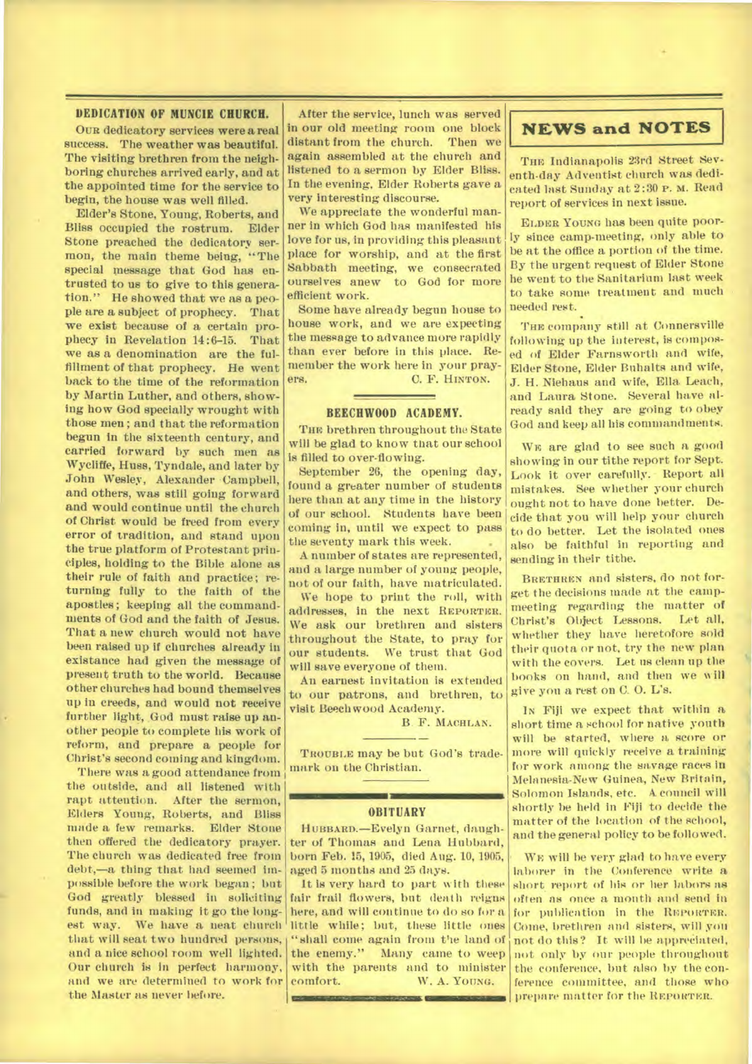## DEDICATION OF MUNCIE CHURCH.

OUR dedicatory services were a real success. The weather was beautiful. The visiting brethren from the neighboring churches arrived early, and at the appointed time for the service to begin, the house was well filled.

Elder's Stone, Young, Roberts, and Bliss occupied the rostrum. Elder Stone preached the dedicatory sermon, the main theme being, "The special message that God has entrusted to us to give to this generation." He showed that we as a people are a subject of prophecy. That we exist because of a certain prophecy in Revelation 14:6-15. That we as a denomination are the fulfillment of that prophecy. He went back to the time of the reformation by Martin Luther, and others, showing how God specially wrought with those men; and that the reformation begun in the sixteenth century, and carried forward by such men as Wycliffe, Huss, Tyndale, and later by John Wesley, Alexander Campbell, and others, was still going forward and would continue until the church of Christ would be freed from every error of tradition, and stand upon the true platform of Protestant principles, holding to the Bible alone as their rule of faith and practice; returning fully to the faith of the apostles; keeping all the commandments of God and the faith of Jesus. That a new church would not have been raised up if churches already in existance had given the message of present truth to the world. Because other churches had bound themselves up in creeds, and would not receive further light, God must raise up another people to complete his work of reform, and prepare a people for Christ's second coming and kingdom.

There was a good attendance from the outside, and all listened with rapt attention. After the sermon, Elders Young, Roberts, and Bliss made a few remarks. Elder Stone then offered the dedicatory prayer. The church was dedicated free from debt,—a thing that had seemed impossible before the work began; but God greatly blessed in soliciting funds, and in making it go the longest way. We have a neat church that will seat two hundred persons, and a nice school room well lighted. Our church is in perfect harmony, and we are determined to work for the Master as never before.

After the service, lunch was served in our old meeting room one block distant from the church. Then we again assembled at the church and listened to a sermon by Elder Bliss. In the evening, Elder Roberts gave a very interesting discourse.

We appreciate the wonderful manner in which God has manifested his love for us, in providing this pleasant place for worship, and at the first Sabbath meeting, we consecrated ourselves anew to God for more efficient work.

Some have already begun house to house work, and we are expecting the message to advance more rapidly than ever before in this place. Remember the work here in your prayers.

C. F. HINTON.

## BEECHWOOD ACADEMY.

THE brethren throughout the State will be glad to know that our school is filled to over-flowing.

September 26, the opening day, found a greater number of students here than at any time in the history of our school. Students have been coming in, until we expect to pass the seventy mark this week.

A number of states are represented, and a large number of young people, not of our faith, have matriculated.

We hope to print the roll, with addresses, in the next REPORTER. We ask our brethren and sisters throughout the State, to pray for our students. We trust that God will save everyone of them.

An earnest invitation is extended to our patrons, and brethren, to visit Beechwood Academy.

B. F. MACHLAN.

TROUBLE may be but God's trademark on the Christian.

## OBITUARY

HUBBARD.—Evelyn Garnet, daughter of Thomas and Lena Hubbard, born Feb. 15, 1905, died Aug. 10, 1905, aged 5 months and 25 days.

It is very hard to part with these fair frail flowers, but death reigns here, and will continue to do so for a little while; but, these little ones "shall come again from the land of the enemy." Many came to weep with the parents and to minister comfort.

W. A. YOUNG.

## NEWS and NOTES

THE Indianapolis 23rd Street Seventh-day Adventist church was dedicated last Sunday at 2:30 P. M. Read report of services in next issue.

ELDER YOUNG has been quite poorly since camp-meeting, only able to be at the office a portion of the time. By the urgent request of Elder Stone he went to the Sanitarium last week to take some treatment and much needed rest.

THE company still at Connersville following up the interest, is composed of Elder Farnsworth and wife, Elder Stone, Elder Buhalts and wife, J. H. Niehaus and wife, Ella Leach, and Laura Stone. Several have already said they are going to obey God and keep all his commandments.

WE are glad to see such a good showing in our tithe report for Sept. Look it over carefully. Report all mistakes. See whether your church ought not to have done better. Decide that you will help your church to do better. Let the isolated ones also be faithful in reporting and sending in their tithe.

BRETHREN and sisters, do not forget the decisions made at the camp-meeting regarding the matter of Christ's Object Lessons. Let all, whether they have heretofore sold their quota or not, try the new plan with the covers. Let us clean up the books on hand, and then we will give you a rest on C. O. L's.

IN Fiji we expect that within a short time a school for native youth will be started, where a score or more will quickly receive a training for work among the savage races in Melanesia-New Guinea, New Britain, Solomon Islands, etc. A council will shortly be held in Fiji to decide the matter of the location of the school, and the general policy to be followed.

WE will be very glad to have every laborer in the Conference write a short report of his or her labors as often as once a month and send in for publication in the REPORTER. Come, brethren and sisters, will you not do this? It will be appreciated, not only by our people throughout the conference, but also by the conference committee, and those who prepare matter for the REPORTER.